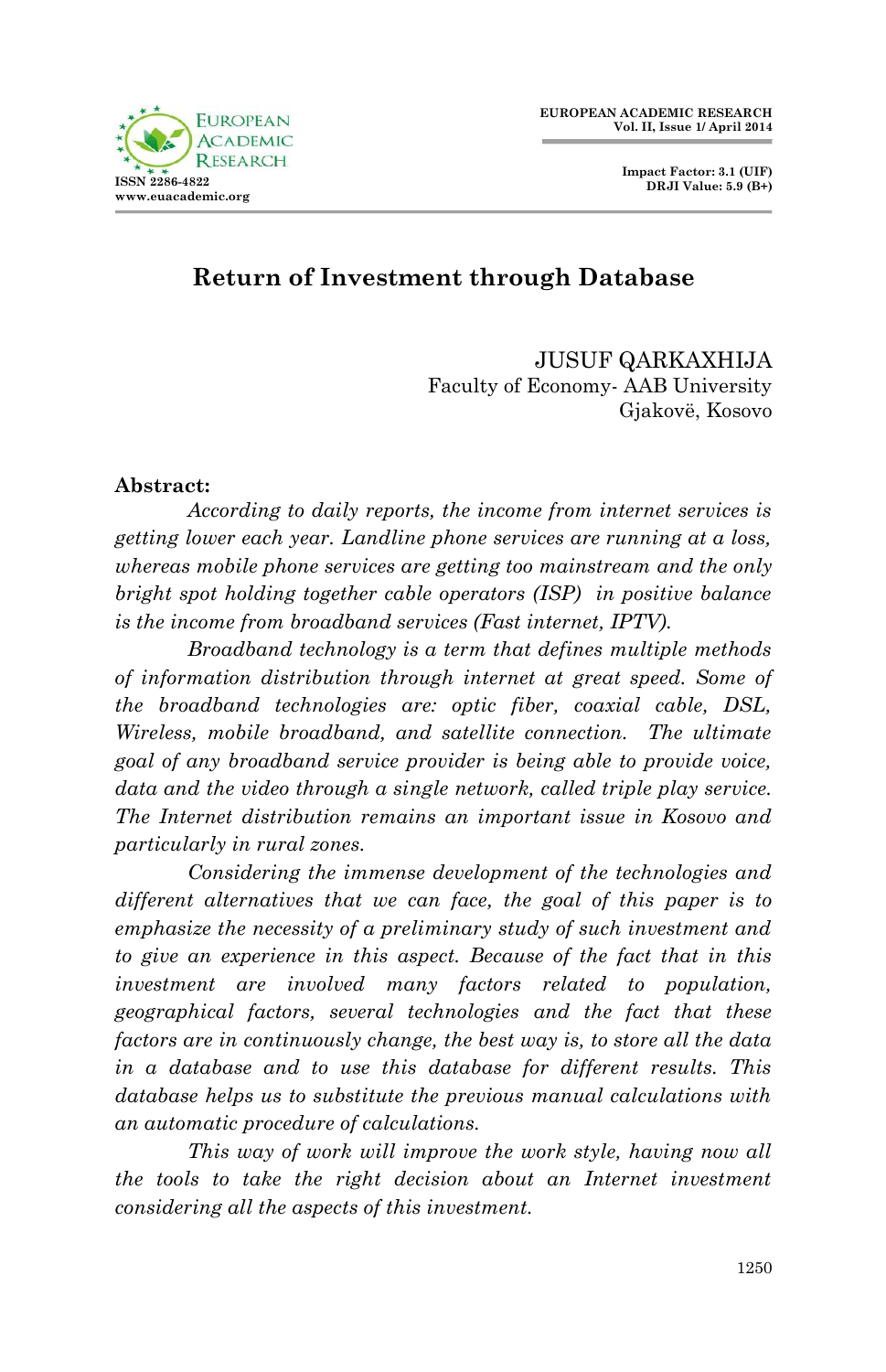# Return of Investment through Database

JUSUF QARKAXHIJA
Faculty of Economy- AAB University
Gjakovë, Kosovo

**Abstract:**

*According to daily reports, the income from internet services is getting lower each year. Landline phone services are running at a loss, whereas mobile phone services are getting too mainstream and the only bright spot holding together cable operators (ISP) in positive balance is the income from broadband services (Fast internet, IPTV).*

*Broadband technology is a term that defines multiple methods of information distribution through internet at great speed. Some of the broadband technologies are: optic fiber, coaxial cable, DSL, Wireless, mobile broadband, and satellite connection. The ultimate goal of any broadband service provider is being able to provide voice, data and the video through a single network, called triple play service. The Internet distribution remains an important issue in Kosovo and particularly in rural zones.*

*Considering the immense development of the technologies and different alternatives that we can face, the goal of this paper is to emphasize the necessity of a preliminary study of such investment and to give an experience in this aspect. Because of the fact that in this investment are involved many factors related to population, geographical factors, several technologies and the fact that these factors are in continuously change, the best way is, to store all the data in a database and to use this database for different results. This database helps us to substitute the previous manual calculations with an automatic procedure of calculations.*

*This way of work will improve the work style, having now all the tools to take the right decision about an Internet investment considering all the aspects of this investment.*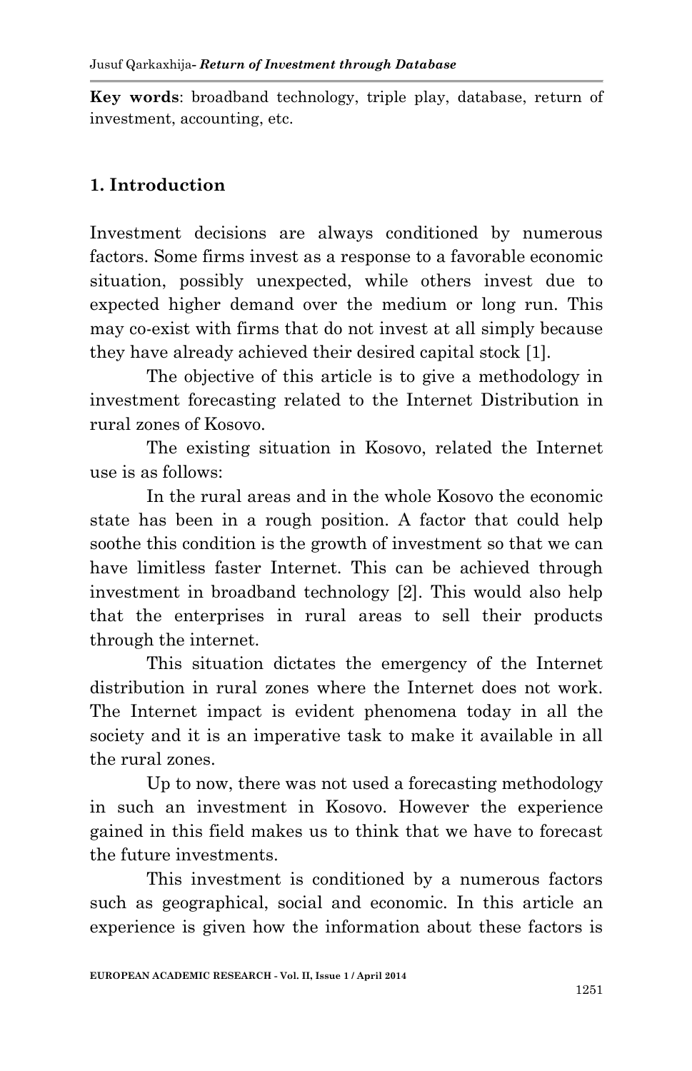**Key words**: broadband technology, triple play, database, return of investment, accounting, etc.

## 1. Introduction

Investment decisions are always conditioned by numerous factors. Some firms invest as a response to a favorable economic situation, possibly unexpected, while others invest due to expected higher demand over the medium or long run. This may co-exist with firms that do not invest at all simply because they have already achieved their desired capital stock [1].

The objective of this article is to give a methodology in investment forecasting related to the Internet Distribution in rural zones of Kosovo.

The existing situation in Kosovo, related the Internet use is as follows:

In the rural areas and in the whole Kosovo the economic state has been in a rough position. A factor that could help soothe this condition is the growth of investment so that we can have limitless faster Internet. This can be achieved through investment in broadband technology [2]. This would also help that the enterprises in rural areas to sell their products through the internet.

This situation dictates the emergency of the Internet distribution in rural zones where the Internet does not work. The Internet impact is evident phenomena today in all the society and it is an imperative task to make it available in all the rural zones.

Up to now, there was not used a forecasting methodology in such an investment in Kosovo. However the experience gained in this field makes us to think that we have to forecast the future investments.

This investment is conditioned by a numerous factors such as geographical, social and economic. In this article an experience is given how the information about these factors is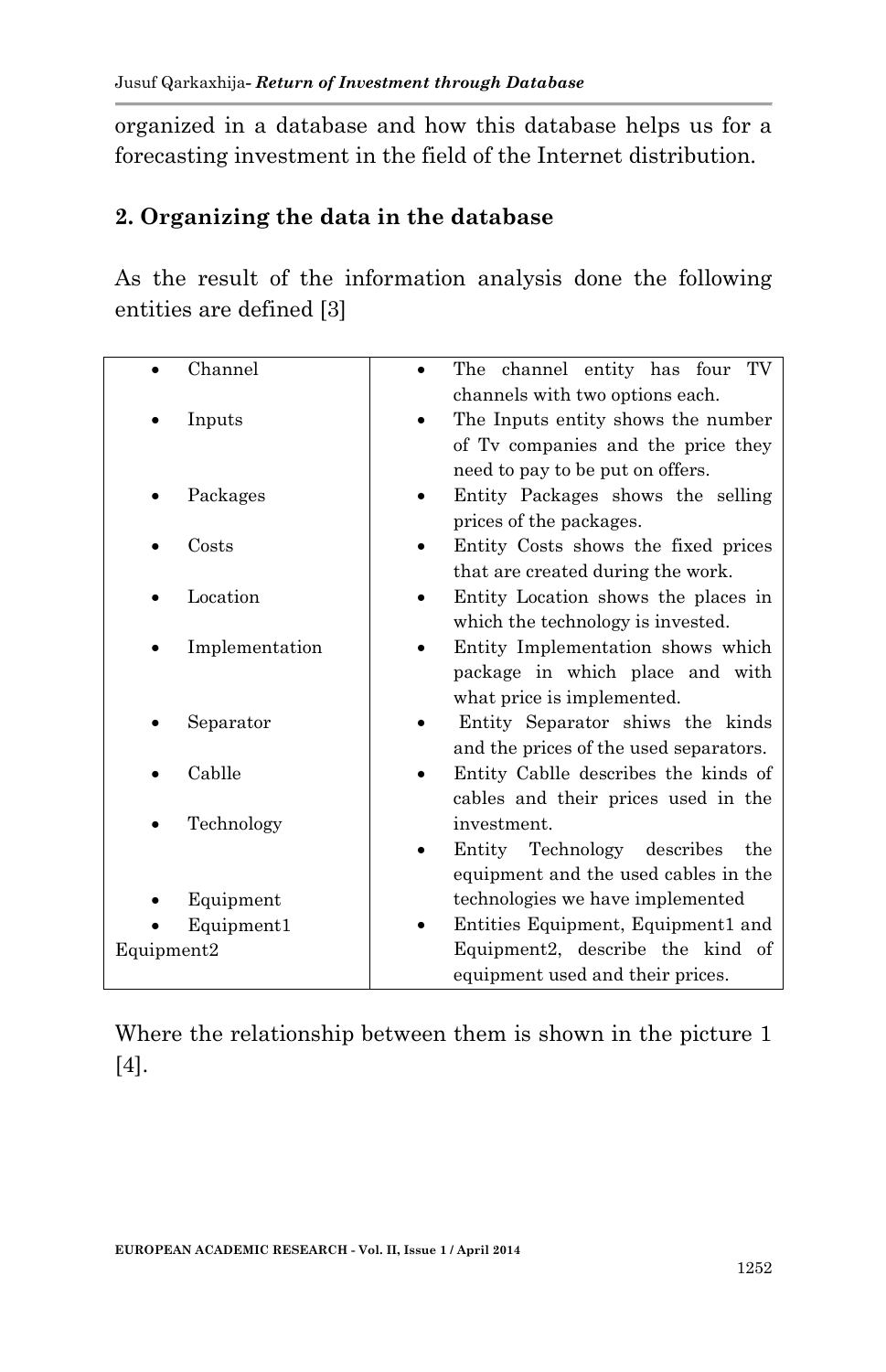organized in a database and how this database helps us for a forecasting investment in the field of the Internet distribution.

## 2. Organizing the data in the database

As the result of the information analysis done the following entities are defined [3]

| Entity | Description |
|---|---|
| • Channel | • The channel entity has four TV channels with two options each. |
| • Inputs | • The Inputs entity shows the number of Tv companies and the price they need to pay to be put on offers. |
| • Packages | • Entity Packages shows the selling prices of the packages. |
| • Costs | • Entity Costs shows the fixed prices that are created during the work. |
| • Location | • Entity Location shows the places in which the technology is invested. |
| • Implementation | • Entity Implementation shows which package in which place and with what price is implemented. |
| • Separator | • Entity Separator shiws the kinds and the prices of the used separators. |
| • Cablle | • Entity Cablle describes the kinds of cables and their prices used in the investment. |
| • Technology | • Entity Technology describes the equipment and the used cables in the technologies we have implemented |
| • Equipment<br>• Equipment1<br>Equipment2 | • Entities Equipment, Equipment1 and Equipment2, describe the kind of equipment used and their prices. |

Where the relationship between them is shown in the picture 1 [4].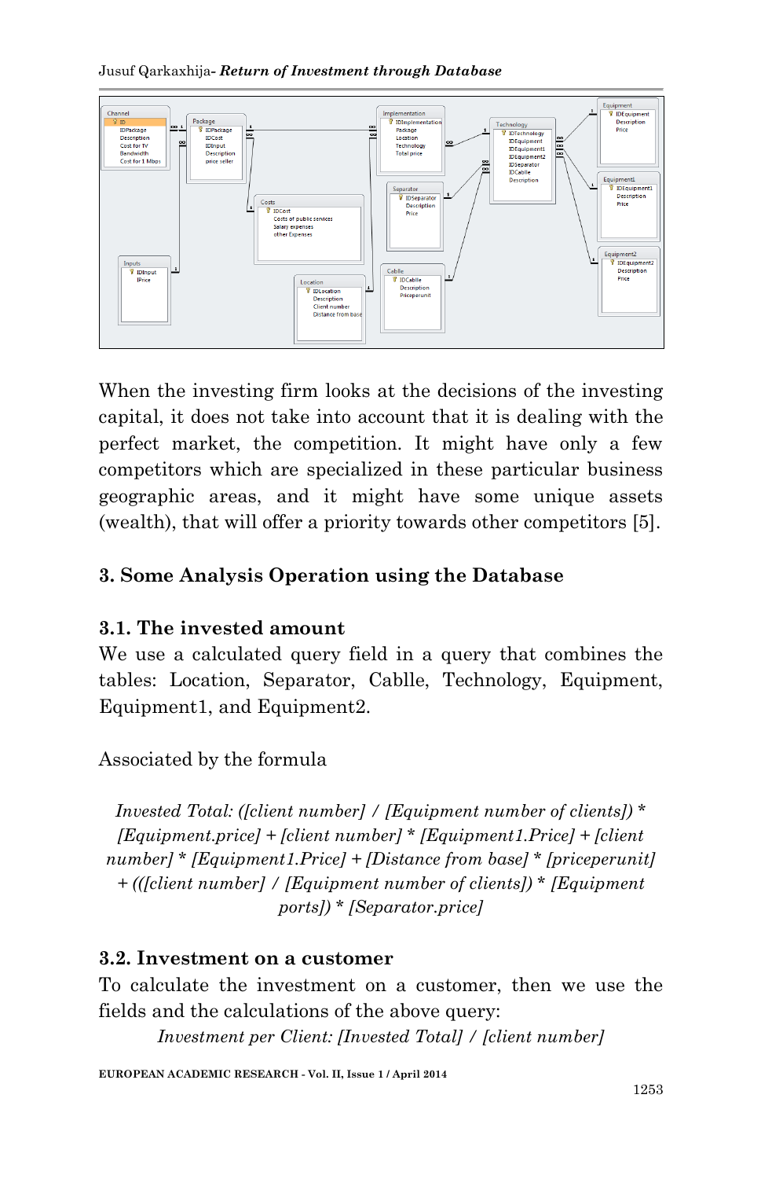When the investing firm looks at the decisions of the investing capital, it does not take into account that it is dealing with the perfect market, the competition. It might have only a few competitors which are specialized in these particular business geographic areas, and it might have some unique assets (wealth), that will offer a priority towards other competitors [5].

## 3. Some Analysis Operation using the Database

### 3.1. The invested amount

We use a calculated query field in a query that combines the tables: Location, Separator, Cablle, Technology, Equipment, Equipment1, and Equipment2.

Associated by the formula

*Invested Total: ([client number] / [Equipment number of clients]) * [Equipment.price] + [client number] * [Equipment1.Price] + [client number] * [Equipment1.Price] + [Distance from base] * [priceperunit] + (([client number] / [Equipment number of clients]) * [Equipment ports]) * [Separator.price]*

### 3.2. Investment on a customer

To calculate the investment on a customer, then we use the fields and the calculations of the above query:

*Investment per Client: [Invested Total] / [client number]*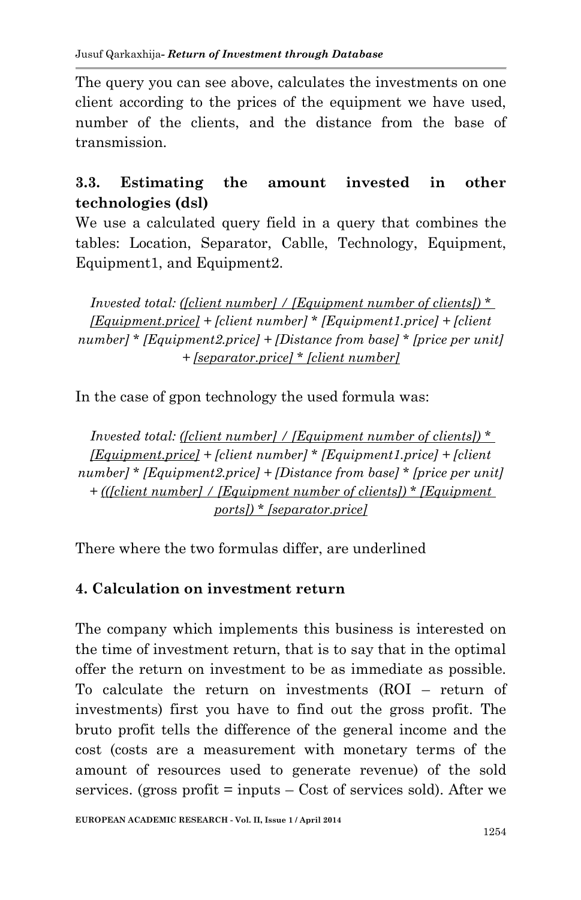The query you can see above, calculates the investments on one client according to the prices of the equipment we have used, number of the clients, and the distance from the base of transmission.

### 3.3. Estimating the amount invested in other technologies (dsl)

We use a calculated query field in a query that combines the tables: Location, Separator, Cablle, Technology, Equipment, Equipment1, and Equipment2.

*Invested total: <u>([client number] / [Equipment number of clients]) * [Equipment.price]</u> + [client number] * [Equipment1.price] + [client number] * [Equipment2.price] + [Distance from base] * [price per unit] + <u>[separator.price] * [client number]</u>*

In the case of gpon technology the used formula was:

*Invested total: <u>([client number] / [Equipment number of clients]) * [Equipment.price]</u> + [client number] * [Equipment1.price] + [client number] * [Equipment2.price] + [Distance from base] * [price per unit] + <u>(([client number] / [Equipment number of clients]) * [Equipment ports]) * [separator.price]</u>*

There where the two formulas differ, are underlined

## 4. Calculation on investment return

The company which implements this business is interested on the time of investment return, that is to say that in the optimal offer the return on investment to be as immediate as possible. To calculate the return on investments (ROI – return of investments) first you have to find out the gross profit. The bruto profit tells the difference of the general income and the cost (costs are a measurement with monetary terms of the amount of resources used to generate revenue) of the sold services. (gross profit = inputs – Cost of services sold). After we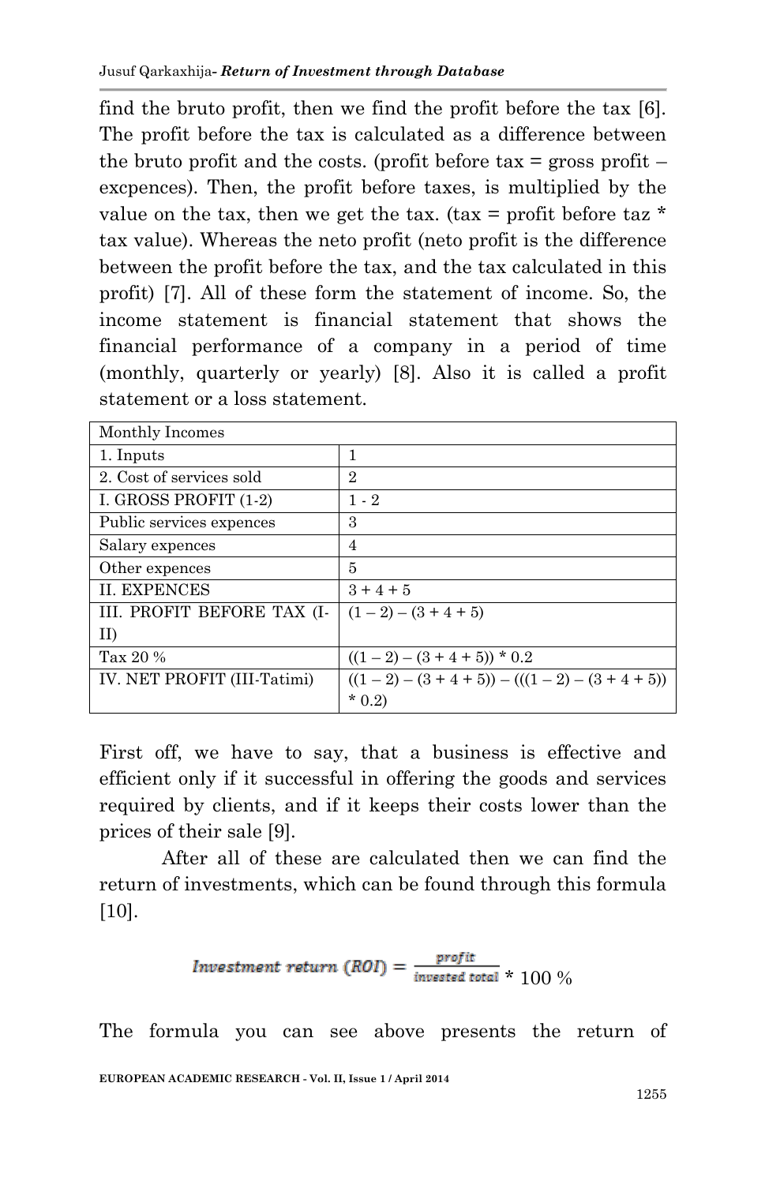find the bruto profit, then we find the profit before the tax [6]. The profit before the tax is calculated as a difference between the bruto profit and the costs. (profit before tax = gross profit – excpences). Then, the profit before taxes, is multiplied by the value on the tax, then we get the tax. (tax = profit before taz * tax value). Whereas the neto profit (neto profit is the difference between the profit before the tax, and the tax calculated in this profit) [7]. All of these form the statement of income. So, the income statement is financial statement that shows the financial performance of a company in a period of time (monthly, quarterly or yearly) [8]. Also it is called a profit statement or a loss statement.

| Monthly Incomes | |
|---|---|
| 1. Inputs | 1 |
| 2. Cost of services sold | 2 |
| I. GROSS PROFIT (1-2) | 1 - 2 |
| Public services expences | 3 |
| Salary expences | 4 |
| Other expences | 5 |
| II. EXPENCES | 3 + 4 + 5 |
| III. PROFIT BEFORE TAX (I-II) | (1 – 2) – (3 + 4 + 5) |
| Tax 20 % | ((1 – 2) – (3 + 4 + 5)) * 0.2 |
| IV. NET PROFIT (III-Tatimi) | ((1 – 2) – (3 + 4 + 5)) – (((1 – 2) – (3 + 4 + 5)) * 0.2) |

First off, we have to say, that a business is effective and efficient only if it successful in offering the goods and services required by clients, and if it keeps their costs lower than the prices of their sale [9].

After all of these are calculated then we can find the return of investments, which can be found through this formula [10].

$$Investment\ return\ (ROI) = \frac{profit}{invested\ total} * 100\ \%$$

The formula you can see above presents the return of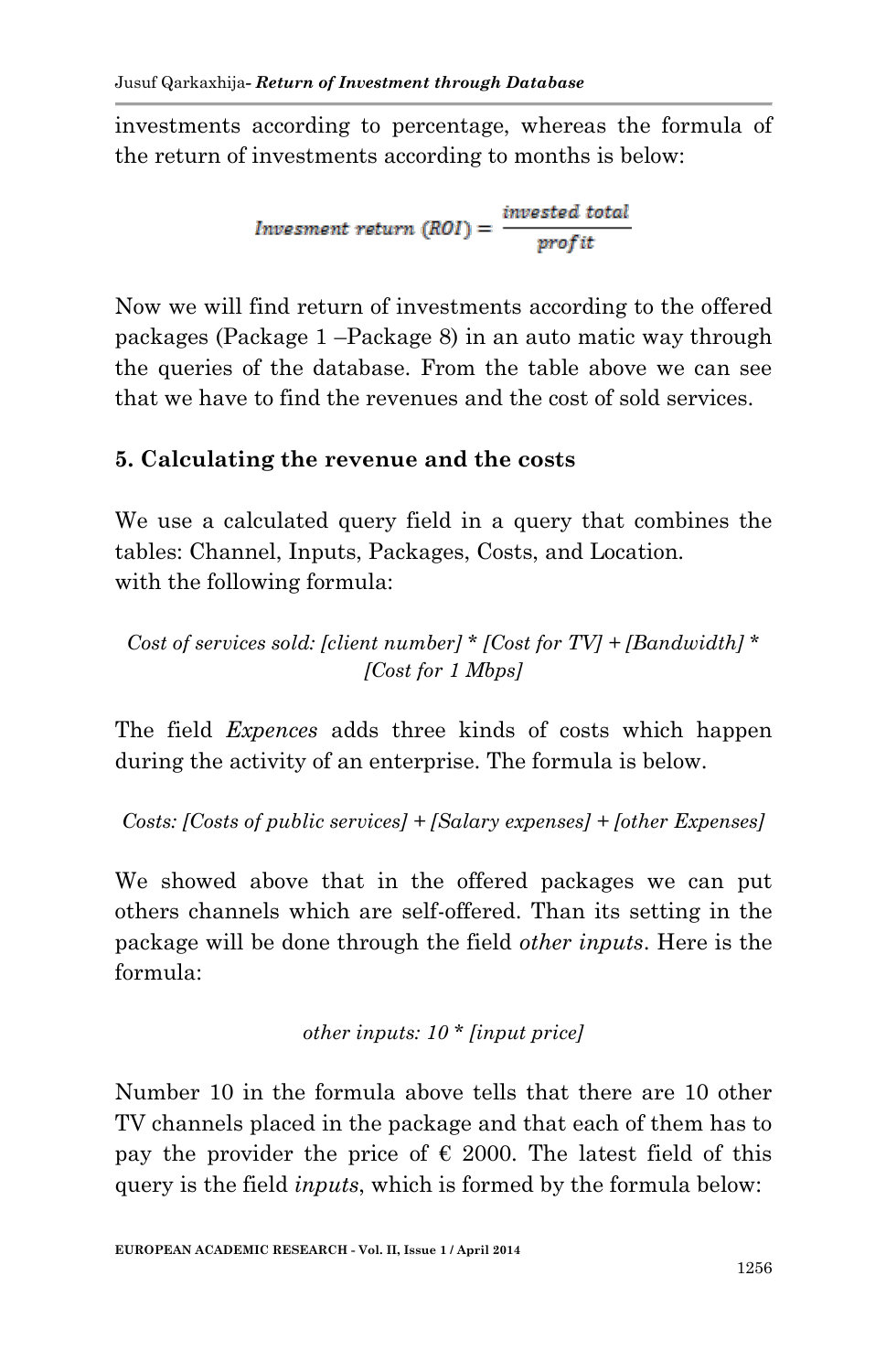investments according to percentage, whereas the formula of the return of investments according to months is below:

$$Invesment\ return\ (ROI) = \frac{invested\ total}{profit}$$

Now we will find return of investments according to the offered packages (Package 1 –Package 8) in an auto matic way through the queries of the database. From the table above we can see that we have to find the revenues and the cost of sold services.

## 5. Calculating the revenue and the costs

We use a calculated query field in a query that combines the tables: Channel, Inputs, Packages, Costs, and Location.
with the following formula:

*Cost of services sold: [client number] * [Cost for TV] + [Bandwidth] * [Cost for 1 Mbps]*

The field *Expences* adds three kinds of costs which happen during the activity of an enterprise. The formula is below.

*Costs: [Costs of public services] + [Salary expenses] + [other Expenses]*

We showed above that in the offered packages we can put others channels which are self-offered. Than its setting in the package will be done through the field *other inputs*. Here is the formula:

*other inputs: 10 * [input price]*

Number 10 in the formula above tells that there are 10 other TV channels placed in the package and that each of them has to pay the provider the price of € 2000. The latest field of this query is the field *inputs*, which is formed by the formula below: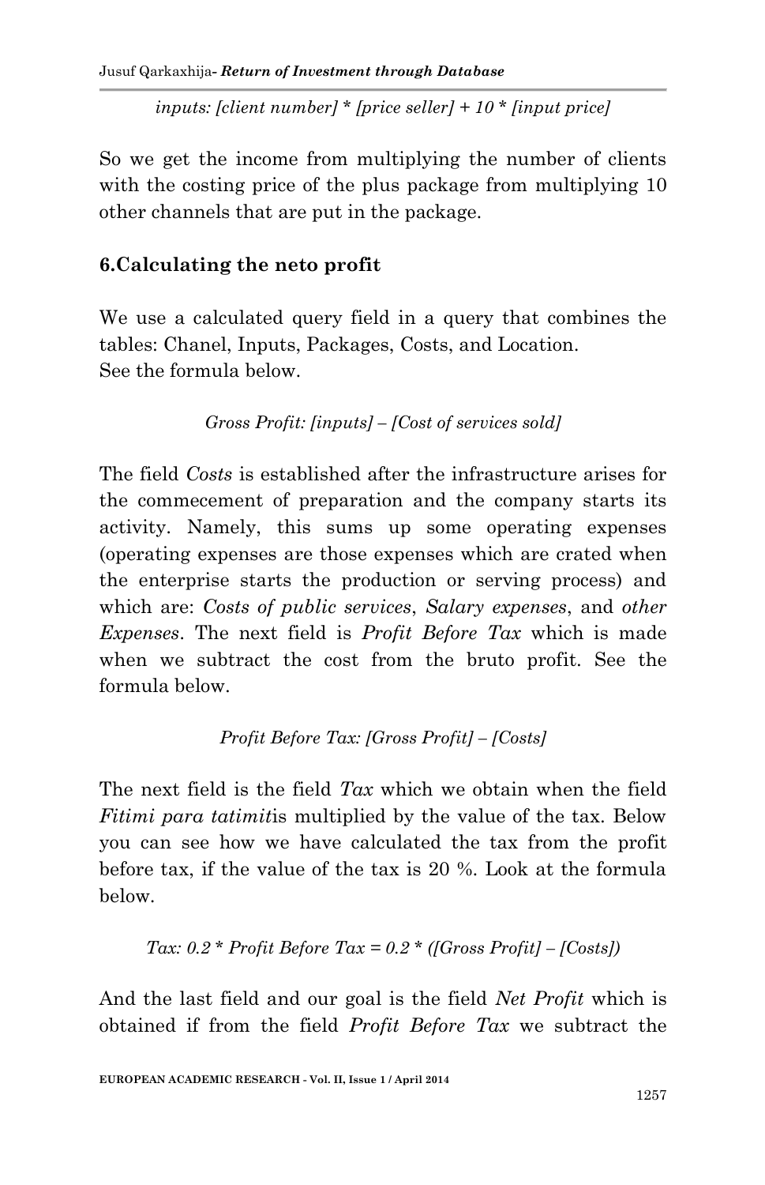*inputs: [client number] * [price seller] + 10 * [input price]*

So we get the income from multiplying the number of clients with the costing price of the plus package from multiplying 10 other channels that are put in the package.

## 6.Calculating the neto profit

We use a calculated query field in a query that combines the tables: Chanel, Inputs, Packages, Costs, and Location.
See the formula below.

*Gross Profit: [inputs] – [Cost of services sold]*

The field *Costs* is established after the infrastructure arises for the commecement of preparation and the company starts its activity. Namely, this sums up some operating expenses (operating expenses are those expenses which are crated when the enterprise starts the production or serving process) and which are: *Costs of public services*, *Salary expenses*, and *other Expenses*. The next field is *Profit Before Tax* which is made when we subtract the cost from the bruto profit. See the formula below.

*Profit Before Tax: [Gross Profit] – [Costs]*

The next field is the field *Tax* which we obtain when the field *Fitimi para tatimit*is multiplied by the value of the tax. Below you can see how we have calculated the tax from the profit before tax, if the value of the tax is 20 %. Look at the formula below.

*Tax: 0.2 * Profit Before Tax = 0.2 * ([Gross Profit] – [Costs])*

And the last field and our goal is the field *Net Profit* which is obtained if from the field *Profit Before Tax* we subtract the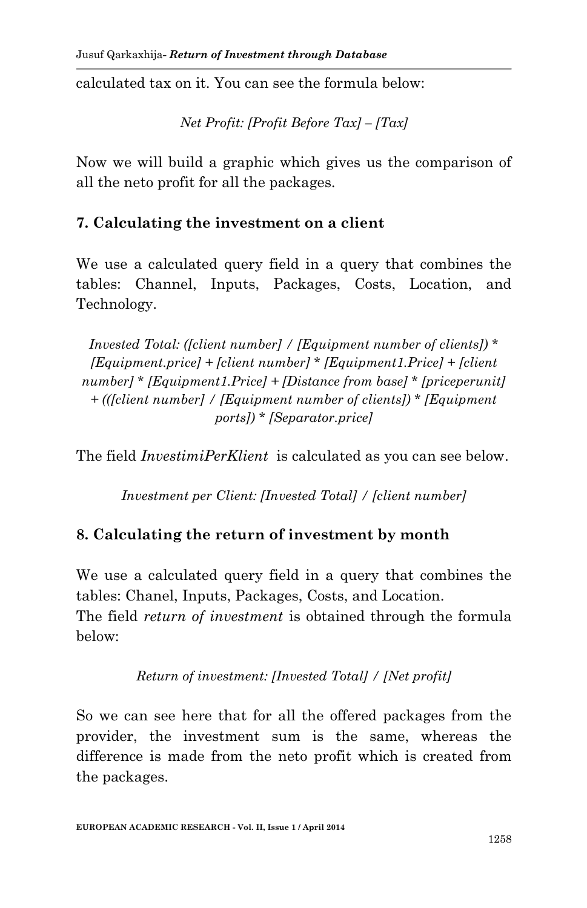calculated tax on it. You can see the formula below:

*Net Profit: [Profit Before Tax] – [Tax]*

Now we will build a graphic which gives us the comparison of all the neto profit for all the packages.

## 7. Calculating the investment on a client

We use a calculated query field in a query that combines the tables: Channel, Inputs, Packages, Costs, Location, and Technology.

*Invested Total: ([client number] / [Equipment number of clients]) * [Equipment.price] + [client number] * [Equipment1.Price] + [client number] * [Equipment1.Price] + [Distance from base] * [priceperunit] + (([client number] / [Equipment number of clients]) * [Equipment ports]) * [Separator.price]*

The field *InvestimiPerKlient* is calculated as you can see below.

*Investment per Client: [Invested Total] / [client number]*

## 8. Calculating the return of investment by month

We use a calculated query field in a query that combines the tables: Chanel, Inputs, Packages, Costs, and Location.
The field *return of investment* is obtained through the formula below:

*Return of investment: [Invested Total] / [Net profit]*

So we can see here that for all the offered packages from the provider, the investment sum is the same, whereas the difference is made from the neto profit which is created from the packages.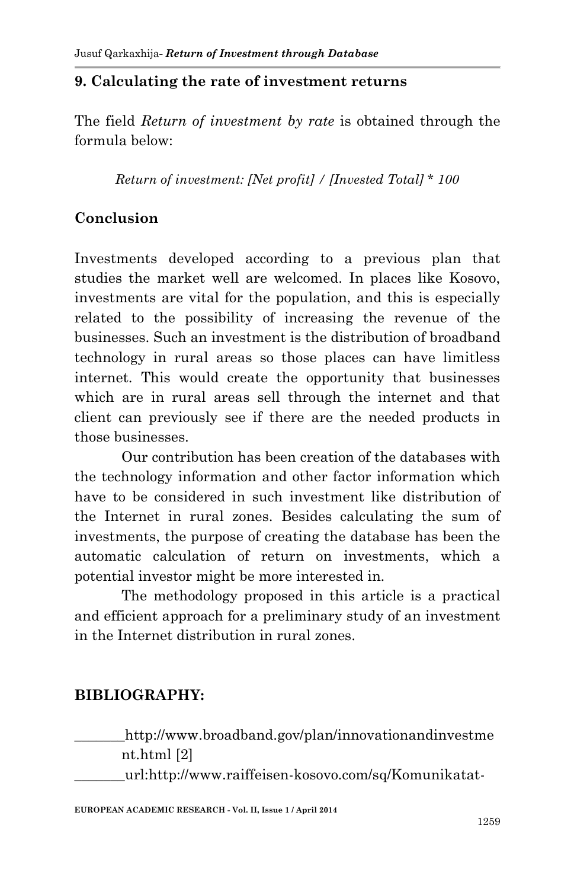## 9. Calculating the rate of investment returns

The field *Return of investment by rate* is obtained through the formula below:

*Return of investment: [Net profit] / [Invested Total] * 100*

## Conclusion

Investments developed according to a previous plan that studies the market well are welcomed. In places like Kosovo, investments are vital for the population, and this is especially related to the possibility of increasing the revenue of the businesses. Such an investment is the distribution of broadband technology in rural areas so those places can have limitless internet. This would create the opportunity that businesses which are in rural areas sell through the internet and that client can previously see if there are the needed products in those businesses.

Our contribution has been creation of the databases with the technology information and other factor information which have to be considered in such investment like distribution of the Internet in rural zones. Besides calculating the sum of investments, the purpose of creating the database has been the automatic calculation of return on investments, which a potential investor might be more interested in.

The methodology proposed in this article is a practical and efficient approach for a preliminary study of an investment in the Internet distribution in rural zones.

## BIBLIOGRAPHY:

_______http://www.broadband.gov/plan/innovationandinvestment.html [2]

_______url:http://www.raiffeisen-kosovo.com/sq/Komunikatat-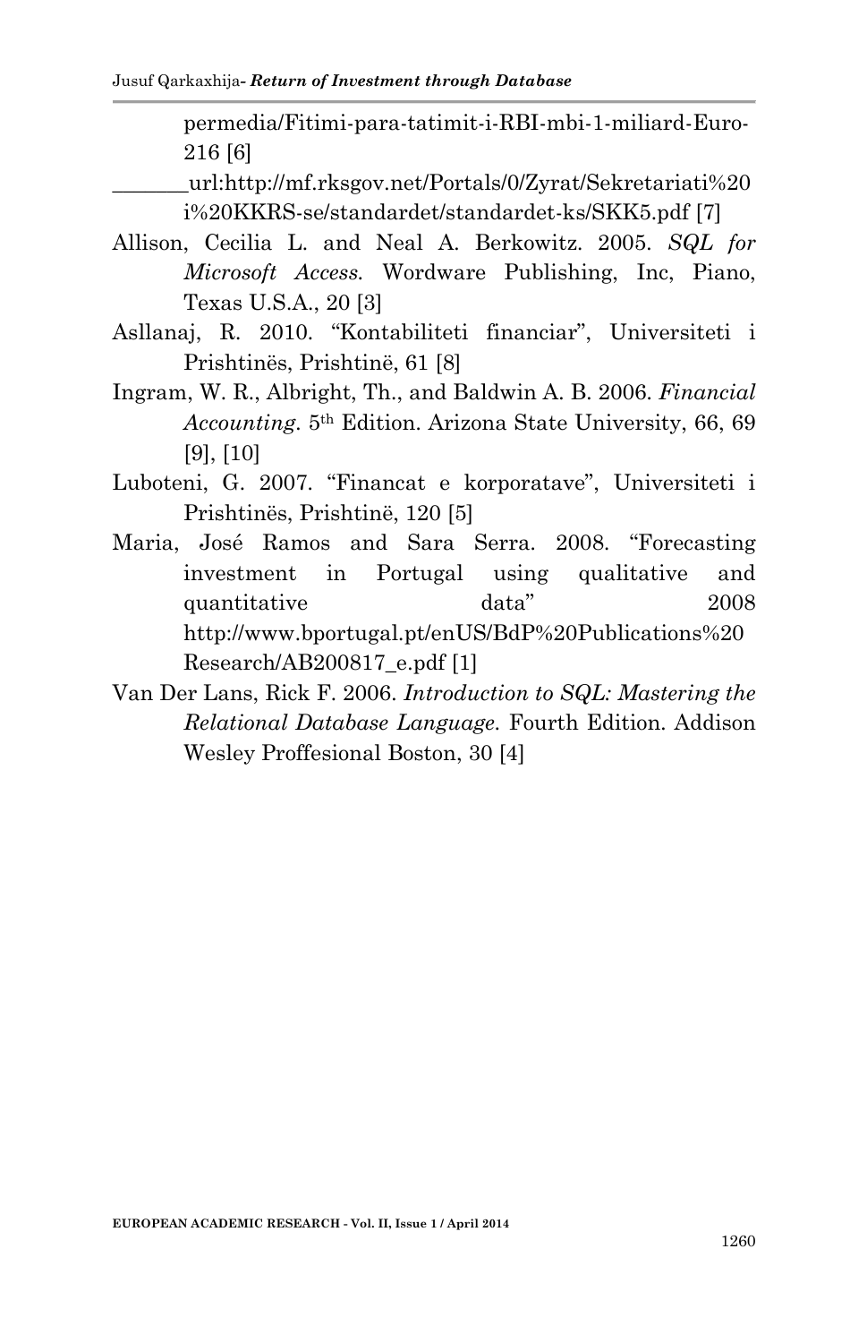permedia/Fitimi-para-tatimit-i-RBI-mbi-1-miliard-Euro-216 [6]

_______url:http://mf.rksgov.net/Portals/0/Zyrat/Sekretariati%20i%20KKRS-se/standardet/standardet-ks/SKK5.pdf [7]

Allison, Cecilia L. and Neal A. Berkowitz. 2005. *SQL for Microsoft Access.* Wordware Publishing, Inc, Piano, Texas U.S.A., 20 [3]

Asllanaj, R. 2010. "Kontabiliteti financiar", Universiteti i Prishtinës, Prishtinë, 61 [8]

Ingram, W. R., Albright, Th., and Baldwin A. B. 2006. *Financial Accounting*. 5th Edition. Arizona State University, 66, 69 [9], [10]

Luboteni, G. 2007. "Financat e korporatave", Universiteti i Prishtinës, Prishtinë, 120 [5]

Maria, José Ramos and Sara Serra. 2008. "Forecasting investment in Portugal using qualitative and quantitative data" 2008 http://www.bportugal.pt/enUS/BdP%20Publications%20Research/AB200817_e.pdf [1]

Van Der Lans, Rick F. 2006. *Introduction to SQL: Mastering the Relational Database Language.* Fourth Edition. Addison Wesley Proffesional Boston, 30 [4]